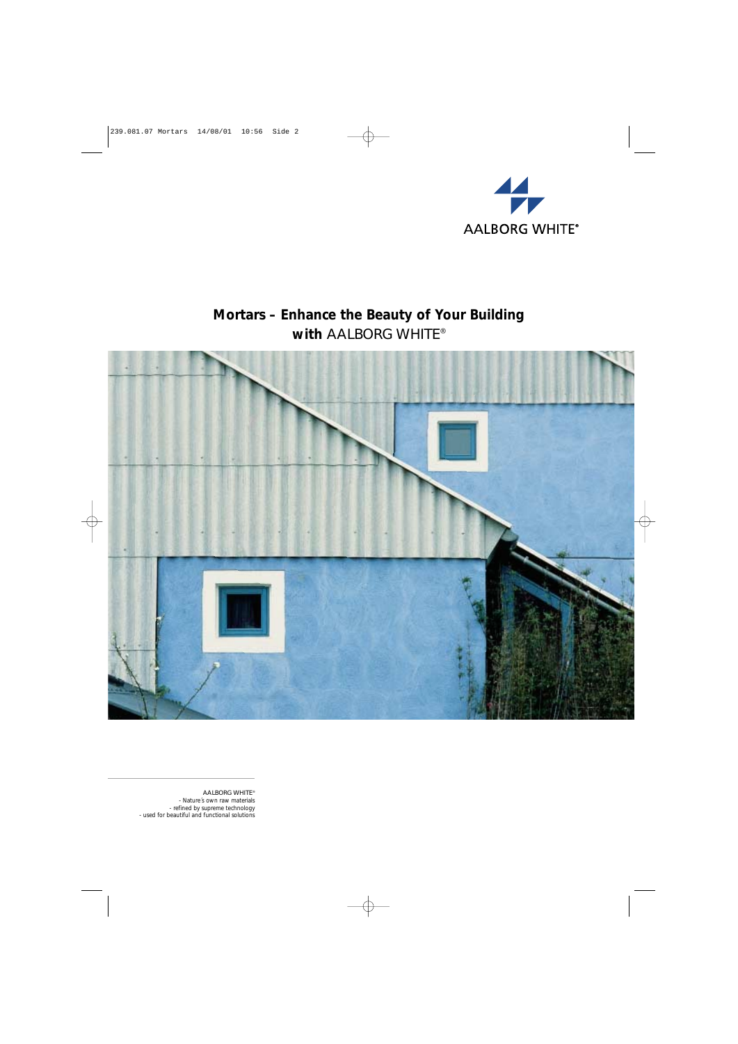AALBORG WHITE®

# Mortars – Enhance the Beauty of Your Building with AALBORG WHITE®

AALBORG WHITE®
- Nature's own raw materials
- refined by supreme technology
- used for beautiful and functional solutions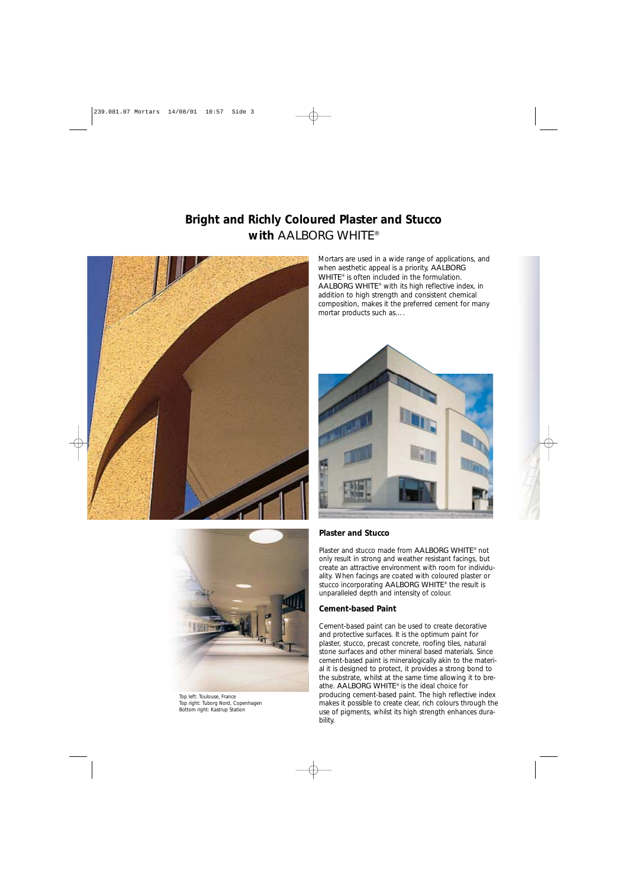# Bright and Richly Coloured Plaster and Stucco with AALBORG WHITE®

Mortars are used in a wide range of applications, and when aesthetic appeal is a priority, AALBORG WHITE® is often included in the formulation. AALBORG WHITE® with its high reflective index, in addition to high strength and consistent chemical composition, makes it the preferred cement for many mortar products such as....

Top left: Toulouse, France
Top right: Tuborg Nord, Copenhagen
Bottom right: Kastrup Station

## Plaster and Stucco

Plaster and stucco made from AALBORG WHITE® not only result in strong and weather resistant facings, but create an attractive environment with room for individuality. When facings are coated with coloured plaster or stucco incorporating AALBORG WHITE® the result is unparalleled depth and intensity of colour.

## Cement-based Paint

Cement-based paint can be used to create decorative and protective surfaces. It is the optimum paint for plaster, stucco, precast concrete, roofing tiles, natural stone surfaces and other mineral based materials. Since cement-based paint is mineralogically akin to the material it is designed to protect, it provides a strong bond to the substrate, whilst at the same time allowing it to breathe. AALBORG WHITE® is the ideal choice for producing cement-based paint. The high reflective index makes it possible to create clear, rich colours through the use of pigments, whilst its high strength enhances durability.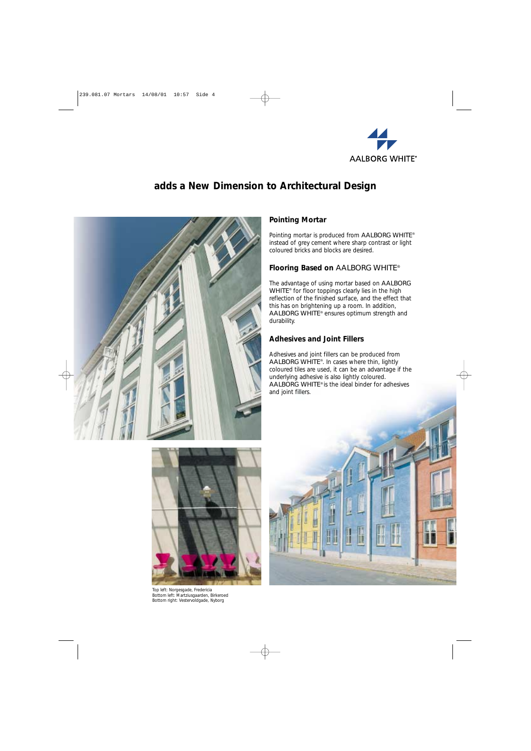AALBORG WHITE®

## adds a New Dimension to Architectural Design

### Pointing Mortar

Pointing mortar is produced from AALBORG WHITE® instead of grey cement where sharp contrast or light coloured bricks and blocks are desired.

### Flooring Based on AALBORG WHITE®

The advantage of using mortar based on AALBORG WHITE® for floor toppings clearly lies in the high reflection of the finished surface, and the effect that this has on brightening up a room. In addition, AALBORG WHITE® ensures optimum strength and durability.

### Adhesives and Joint Fillers

Adhesives and joint fillers can be produced from AALBORG WHITE®. In cases where thin, lightly coloured tiles are used, it can be an advantage if the underlying adhesive is also lightly coloured. AALBORG WHITE® is the ideal binder for adhesives and joint fillers.

Top left: Norgesgade, Fredericia
Bottom left: Martziusgaarden, Birkerød
Bottom right: Vestervoldgade, Nyborg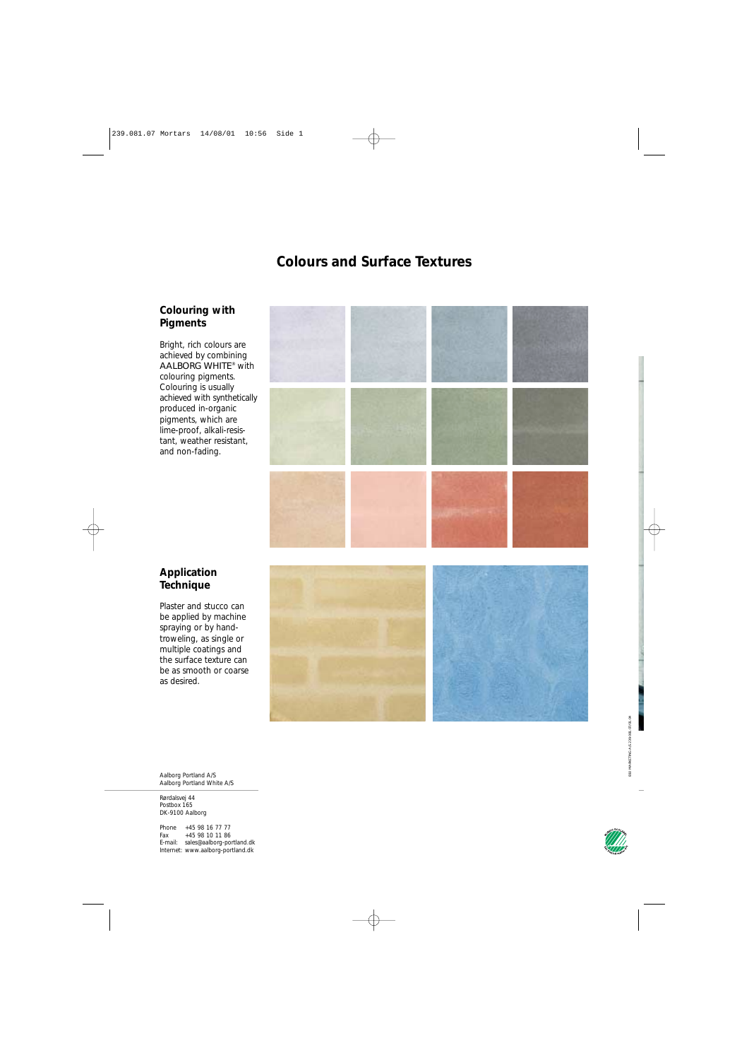# Colours and Surface Textures

## Colouring with Pigments

Bright, rich colours are achieved by combining AALBORG WHITE® with colouring pigments. Colouring is usually achieved with synthetically produced in-organic pigments, which are lime-proof, alkali-resistant, weather resistant, and non-fading.

## Application Technique

Plaster and stucco can be applied by machine spraying or by hand-troweling, as single or multiple coatings and the surface texture can be as smooth or coarse as desired.

Aalborg Portland A/S
Aalborg Portland White A/S

Rørdalsvej 44
Postbox 165
DK-9100 Aalborg

Phone +45 98 16 77 77
Fax +45 98 10 11 86
E-mail: sales@aalborg-portland.dk
Internet: www.aalborg-portland.dk